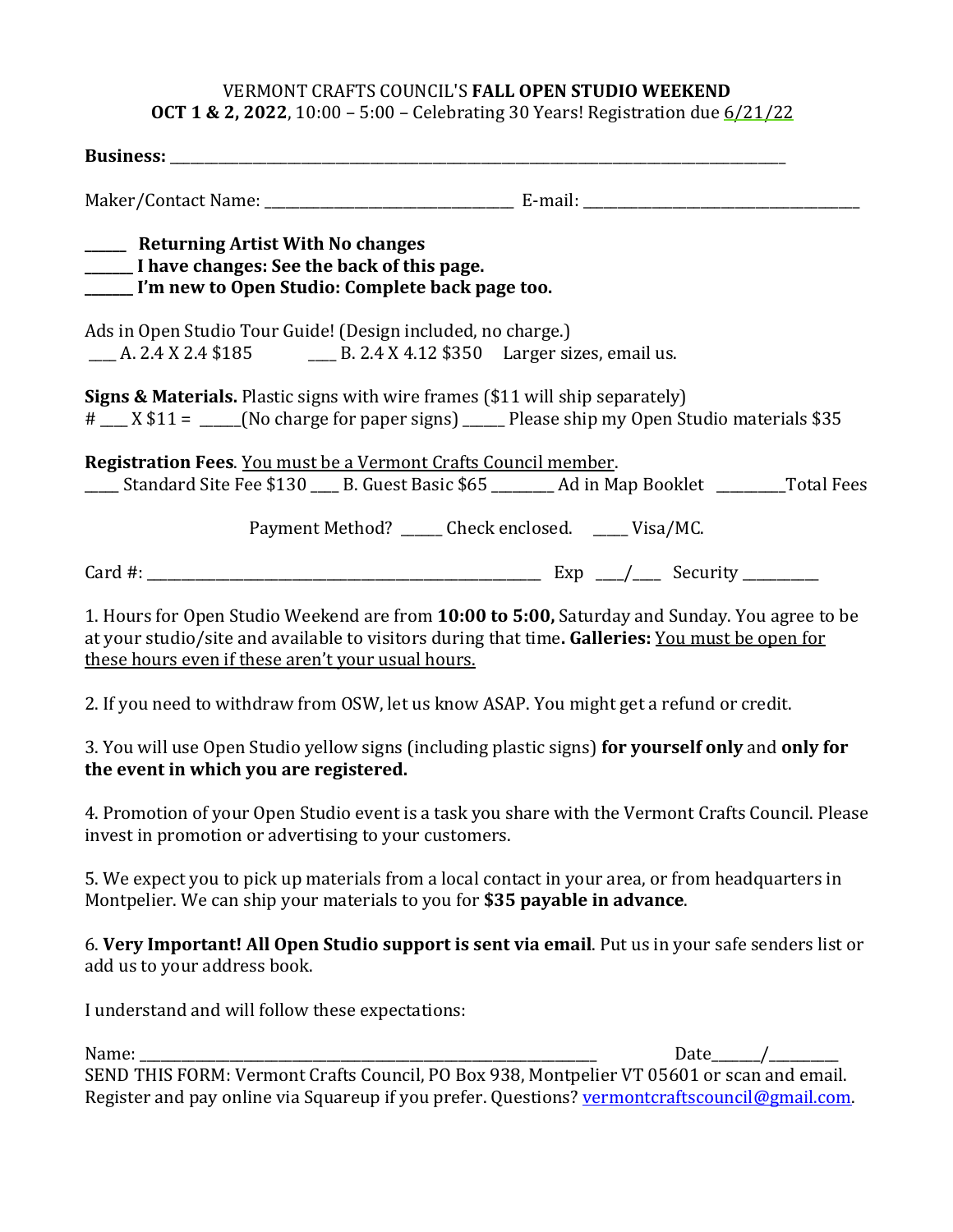VERMONT CRAFTS COUNCIL'S **FALL OPEN STUDIO WEEKEND**

**OCT 1 & 2, 2022**, 10:00 – 5:00 – Celebrating 30 Years! Registration due 6/21/22

**Business:** ___________________________________________________________________________

Maker/Contact Name: ______________________________ E-mail: __________________________________

**_____ Returning Artist With No changes**

**______ I have changes: See the back of this page.**

**______ I'm new to Open Studio: Complete back page too.**

Ads in Open Studio Tour Guide! (Design included, no charge.)

___ A. 2.4 X 2.4 $185 ___ B. 2.4 X 4.12 $350 Larger sizes, email us.

**Signs & Materials.** Plastic signs with wire frames ($11 will ship separately)

# ___ X $11 = _____(No charge for paper signs) _____ Please ship my Open Studio materials $35

**Registration Fees**. You must be a Vermont Crafts Council member.

____ Standard Site Fee $130 ___ B. Guest Basic $65 ________ Ad in Map Booklet ________Total Fees

Payment Method? _____ Check enclosed. ____ Visa/MC.

Card #: ______________________________________________ Exp ___/___ Security _________

1. Hours for Open Studio Weekend are from **10:00 to 5:00,** Saturday and Sunday. You agree to be at your studio/site and available to visitors during that time**. Galleries:** You must be open for these hours even if these aren't your usual hours.

2. If you need to withdraw from OSW, let us know ASAP. You might get a refund or credit.

3. You will use Open Studio yellow signs (including plastic signs) **for yourself only** and **only for the event in which you are registered.**

4. Promotion of your Open Studio event is a task you share with the Vermont Crafts Council. Please invest in promotion or advertising to your customers.

5. We expect you to pick up materials from a local contact in your area, or from headquarters in Montpelier. We can ship your materials to you for **$35 payable in advance**.

6. **Very Important! All Open Studio support is sent via email**. Put us in your safe senders list or add us to your address book.

I understand and will follow these expectations:

Name: ____________________________________________________________ Date______/_________

SEND THIS FORM: Vermont Crafts Council, PO Box 938, Montpelier VT 05601 or scan and email. Register and pay online via Squareup if you prefer. Questions? vermontcraftscouncil@gmail.com.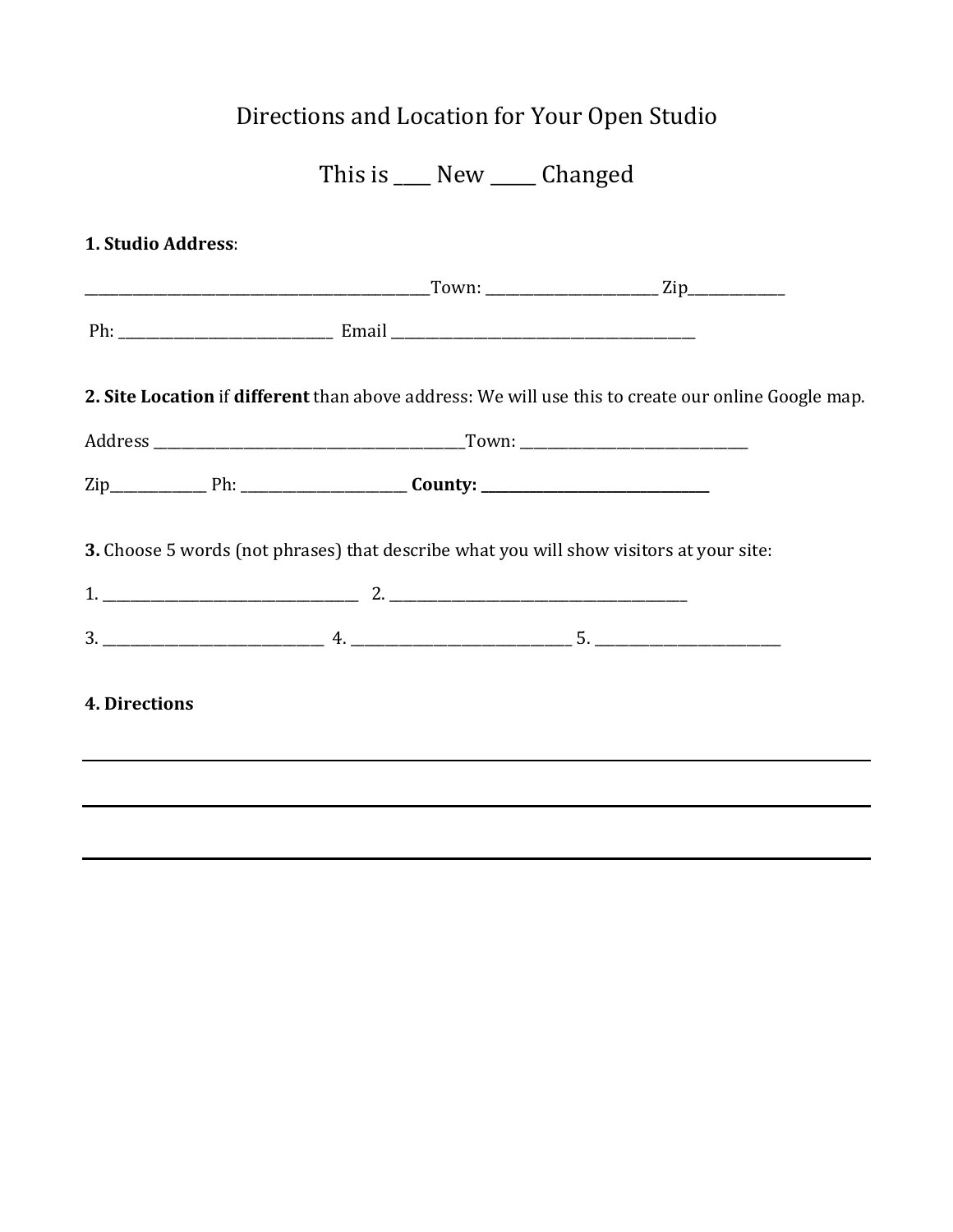# Directions and Location for Your Open Studio

## This is ____ New _____ Changed

**1. Studio Address**:

_______________________________________________Town: _______________________ Zip_____________

Ph: _____________________________ Email __________________________________________

**2. Site Location** if **different** than above address: We will use this to create our online Google map.

Address __________________________________________Town: _______________________________

Zip_____________ Ph: ______________________ **County: ________________________________**

**3.** Choose 5 words (not phrases) that describe what you will show visitors at your site:

1. ____________________________________ 2. __________________________________________

3. ______________________________ 4. ______________________________ 5. _________________________

**4. Directions**

___________________________________________________________________________________

___________________________________________________________________________________

___________________________________________________________________________________